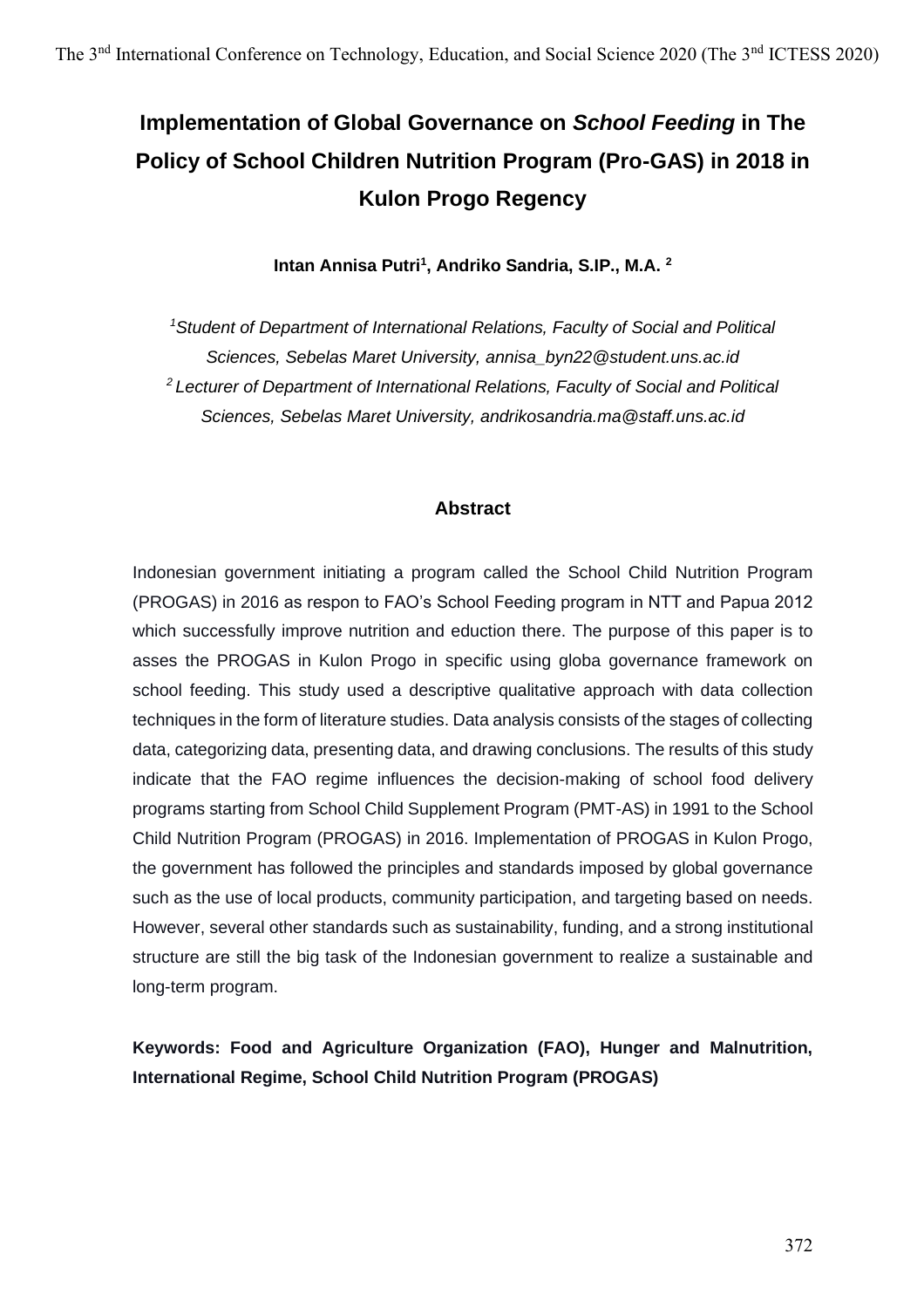# Implementation of Global Governance on *School Feeding* in The Policy of School Children Nutrition Program (Pro-GAS) in 2018 in Kulon Progo Regency

**Intan Annisa Putri[1], Andriko Sandria, S.IP., M.A. [2]**

*[1]Student of Department of International Relations, Faculty of Social and Political Sciences, Sebelas Maret University, annisa_byn22@student.uns.ac.id*
*[2] Lecturer of Department of International Relations, Faculty of Social and Political Sciences, Sebelas Maret University, andrikosandria.ma@staff.uns.ac.id*

## Abstract

Indonesian government initiating a program called the School Child Nutrition Program (PROGAS) in 2016 as respon to FAO's School Feeding program in NTT and Papua 2012 which successfully improve nutrition and eduction there. The purpose of this paper is to asses the PROGAS in Kulon Progo in specific using globa governance framework on school feeding. This study used a descriptive qualitative approach with data collection techniques in the form of literature studies. Data analysis consists of the stages of collecting data, categorizing data, presenting data, and drawing conclusions. The results of this study indicate that the FAO regime influences the decision-making of school food delivery programs starting from School Child Supplement Program (PMT-AS) in 1991 to the School Child Nutrition Program (PROGAS) in 2016. Implementation of PROGAS in Kulon Progo, the government has followed the principles and standards imposed by global governance such as the use of local products, community participation, and targeting based on needs. However, several other standards such as sustainability, funding, and a strong institutional structure are still the big task of the Indonesian government to realize a sustainable and long-term program.

**Keywords: Food and Agriculture Organization (FAO), Hunger and Malnutrition, International Regime, School Child Nutrition Program (PROGAS)**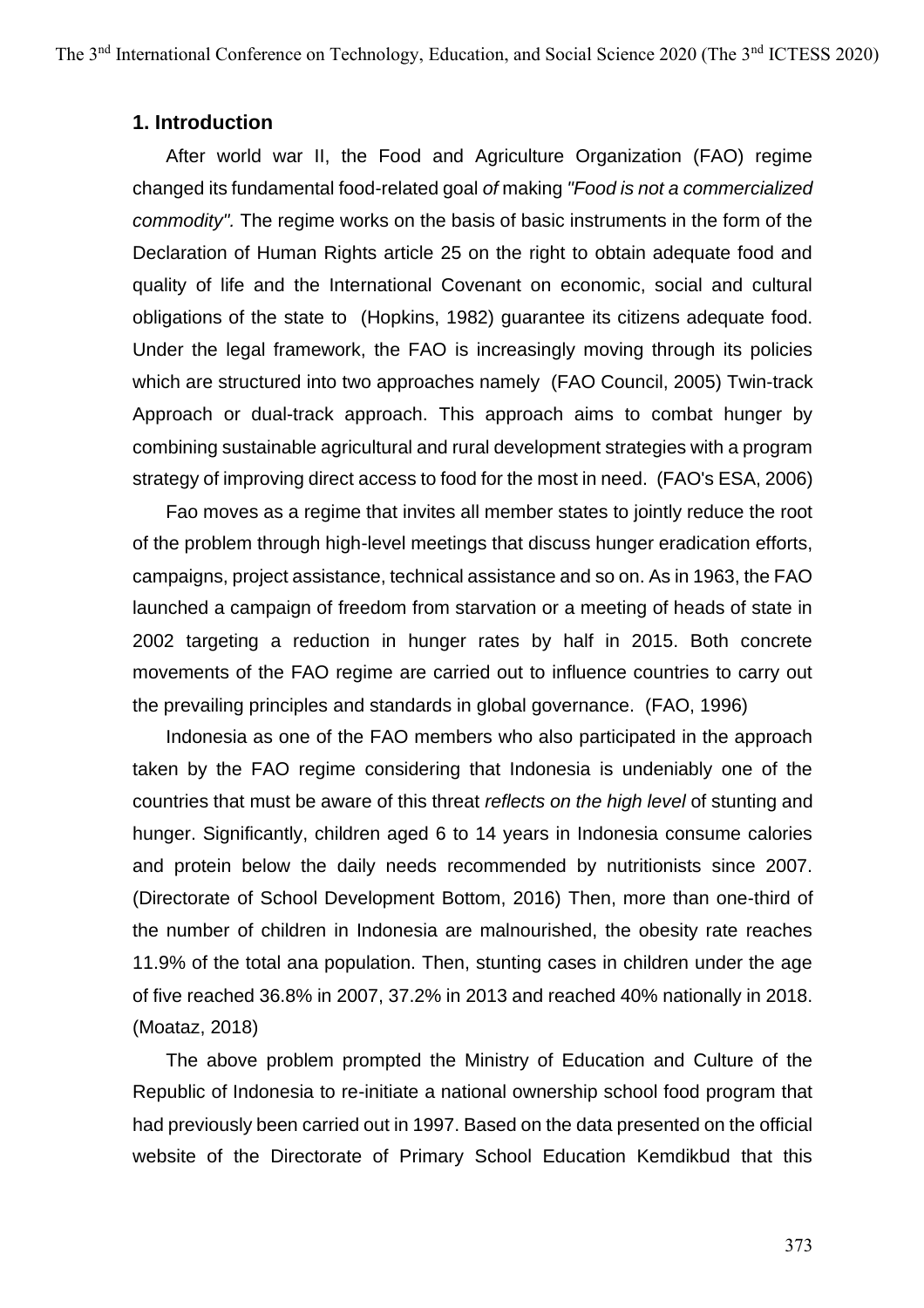## 1. Introduction

After world war II, the Food and Agriculture Organization (FAO) regime changed its fundamental food-related goal *of* making *"Food is not a commercialized commodity".* The regime works on the basis of basic instruments in the form of the Declaration of Human Rights article 25 on the right to obtain adequate food and quality of life and the International Covenant on economic, social and cultural obligations of the state to (Hopkins, 1982) guarantee its citizens adequate food. Under the legal framework, the FAO is increasingly moving through its policies which are structured into two approaches namely (FAO Council, 2005) Twin-track Approach or dual-track approach. This approach aims to combat hunger by combining sustainable agricultural and rural development strategies with a program strategy of improving direct access to food for the most in need. (FAO's ESA, 2006)

Fao moves as a regime that invites all member states to jointly reduce the root of the problem through high-level meetings that discuss hunger eradication efforts, campaigns, project assistance, technical assistance and so on. As in 1963, the FAO launched a campaign of freedom from starvation or a meeting of heads of state in 2002 targeting a reduction in hunger rates by half in 2015. Both concrete movements of the FAO regime are carried out to influence countries to carry out the prevailing principles and standards in global governance. (FAO, 1996)

Indonesia as one of the FAO members who also participated in the approach taken by the FAO regime considering that Indonesia is undeniably one of the countries that must be aware of this threat *reflects on the high level* of stunting and hunger. Significantly, children aged 6 to 14 years in Indonesia consume calories and protein below the daily needs recommended by nutritionists since 2007. (Directorate of School Development Bottom, 2016) Then, more than one-third of the number of children in Indonesia are malnourished, the obesity rate reaches 11.9% of the total ana population. Then, stunting cases in children under the age of five reached 36.8% in 2007, 37.2% in 2013 and reached 40% nationally in 2018. (Moataz, 2018)

The above problem prompted the Ministry of Education and Culture of the Republic of Indonesia to re-initiate a national ownership school food program that had previously been carried out in 1997. Based on the data presented on the official website of the Directorate of Primary School Education Kemdikbud that this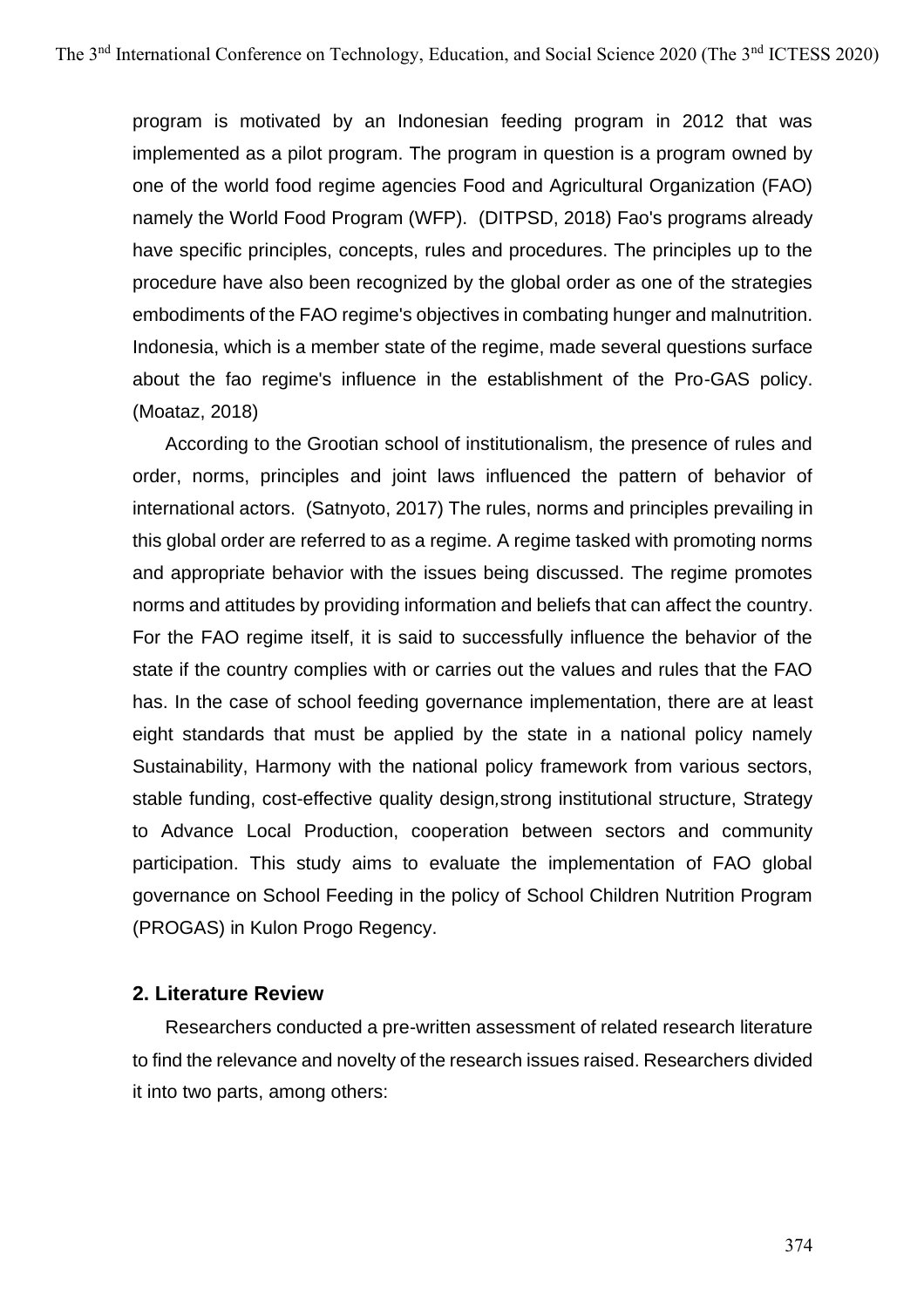program is motivated by an Indonesian feeding program in 2012 that was implemented as a pilot program. The program in question is a program owned by one of the world food regime agencies Food and Agricultural Organization (FAO) namely the World Food Program (WFP). (DITPSD, 2018) Fao's programs already have specific principles, concepts, rules and procedures. The principles up to the procedure have also been recognized by the global order as one of the strategies embodiments of the FAO regime's objectives in combating hunger and malnutrition. Indonesia, which is a member state of the regime, made several questions surface about the fao regime's influence in the establishment of the Pro-GAS policy. (Moataz, 2018)

According to the Grootian school of institutionalism, the presence of rules and order, norms, principles and joint laws influenced the pattern of behavior of international actors. (Satnyoto, 2017) The rules, norms and principles prevailing in this global order are referred to as a regime. A regime tasked with promoting norms and appropriate behavior with the issues being discussed. The regime promotes norms and attitudes by providing information and beliefs that can affect the country. For the FAO regime itself, it is said to successfully influence the behavior of the state if the country complies with or carries out the values and rules that the FAO has. In the case of school feeding governance implementation, there are at least eight standards that must be applied by the state in a national policy namely Sustainability, Harmony with the national policy framework from various sectors, stable funding, cost-effective quality design,strong institutional structure, Strategy to Advance Local Production, cooperation between sectors and community participation. This study aims to evaluate the implementation of FAO global governance on School Feeding in the policy of School Children Nutrition Program (PROGAS) in Kulon Progo Regency.

## 2. Literature Review

Researchers conducted a pre-written assessment of related research literature to find the relevance and novelty of the research issues raised. Researchers divided it into two parts, among others: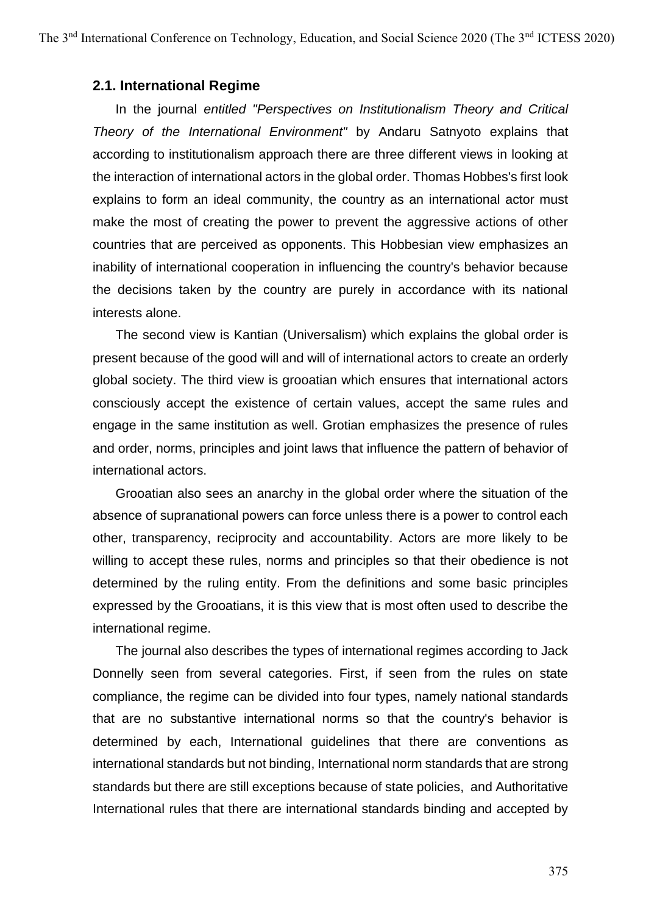### 2.1. International Regime

In the journal *entitled "Perspectives on Institutionalism Theory and Critical Theory of the International Environment"* by Andaru Satnyoto explains that according to institutionalism approach there are three different views in looking at the interaction of international actors in the global order. Thomas Hobbes's first look explains to form an ideal community, the country as an international actor must make the most of creating the power to prevent the aggressive actions of other countries that are perceived as opponents. This Hobbesian view emphasizes an inability of international cooperation in influencing the country's behavior because the decisions taken by the country are purely in accordance with its national interests alone.

The second view is Kantian (Universalism) which explains the global order is present because of the good will and will of international actors to create an orderly global society. The third view is grooatian which ensures that international actors consciously accept the existence of certain values, accept the same rules and engage in the same institution as well. Grotian emphasizes the presence of rules and order, norms, principles and joint laws that influence the pattern of behavior of international actors.

Grooatian also sees an anarchy in the global order where the situation of the absence of supranational powers can force unless there is a power to control each other, transparency, reciprocity and accountability. Actors are more likely to be willing to accept these rules, norms and principles so that their obedience is not determined by the ruling entity. From the definitions and some basic principles expressed by the Grooatians, it is this view that is most often used to describe the international regime.

The journal also describes the types of international regimes according to Jack Donnelly seen from several categories. First, if seen from the rules on state compliance, the regime can be divided into four types, namely national standards that are no substantive international norms so that the country's behavior is determined by each, International guidelines that there are conventions as international standards but not binding, International norm standards that are strong standards but there are still exceptions because of state policies, and Authoritative International rules that there are international standards binding and accepted by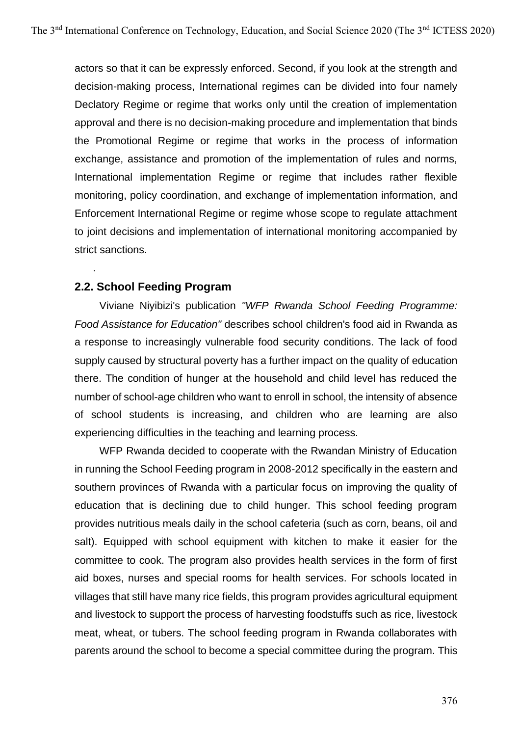actors so that it can be expressly enforced. Second, if you look at the strength and decision-making process, International regimes can be divided into four namely Declatory Regime or regime that works only until the creation of implementation approval and there is no decision-making procedure and implementation that binds the Promotional Regime or regime that works in the process of information exchange, assistance and promotion of the implementation of rules and norms, International implementation Regime or regime that includes rather flexible monitoring, policy coordination, and exchange of implementation information, and Enforcement International Regime or regime whose scope to regulate attachment to joint decisions and implementation of international monitoring accompanied by strict sanctions.

.

## 2.2. School Feeding Program

Viviane Niyibizi's publication *"WFP Rwanda School Feeding Programme: Food Assistance for Education"* describes school children's food aid in Rwanda as a response to increasingly vulnerable food security conditions. The lack of food supply caused by structural poverty has a further impact on the quality of education there. The condition of hunger at the household and child level has reduced the number of school-age children who want to enroll in school, the intensity of absence of school students is increasing, and children who are learning are also experiencing difficulties in the teaching and learning process.

WFP Rwanda decided to cooperate with the Rwandan Ministry of Education in running the School Feeding program in 2008-2012 specifically in the eastern and southern provinces of Rwanda with a particular focus on improving the quality of education that is declining due to child hunger. This school feeding program provides nutritious meals daily in the school cafeteria (such as corn, beans, oil and salt). Equipped with school equipment with kitchen to make it easier for the committee to cook. The program also provides health services in the form of first aid boxes, nurses and special rooms for health services. For schools located in villages that still have many rice fields, this program provides agricultural equipment and livestock to support the process of harvesting foodstuffs such as rice, livestock meat, wheat, or tubers. The school feeding program in Rwanda collaborates with parents around the school to become a special committee during the program. This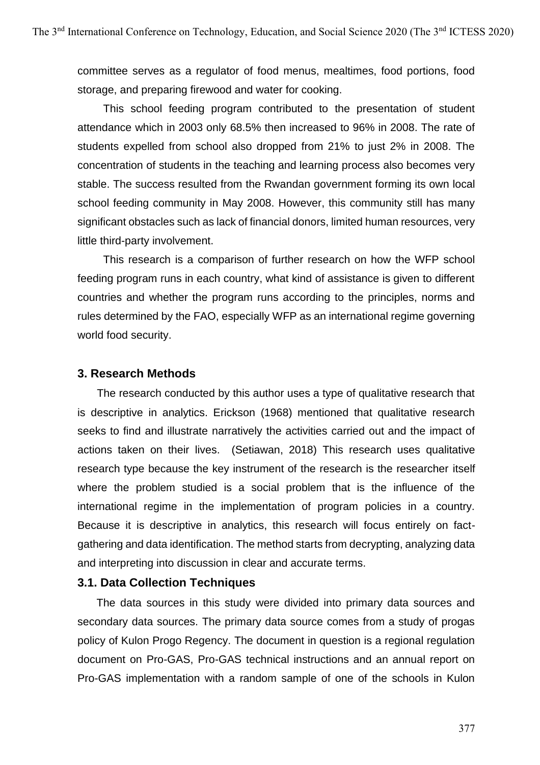committee serves as a regulator of food menus, mealtimes, food portions, food storage, and preparing firewood and water for cooking.

This school feeding program contributed to the presentation of student attendance which in 2003 only 68.5% then increased to 96% in 2008. The rate of students expelled from school also dropped from 21% to just 2% in 2008. The concentration of students in the teaching and learning process also becomes very stable. The success resulted from the Rwandan government forming its own local school feeding community in May 2008. However, this community still has many significant obstacles such as lack of financial donors, limited human resources, very little third-party involvement.

This research is a comparison of further research on how the WFP school feeding program runs in each country, what kind of assistance is given to different countries and whether the program runs according to the principles, norms and rules determined by the FAO, especially WFP as an international regime governing world food security.

## 3. Research Methods

The research conducted by this author uses a type of qualitative research that is descriptive in analytics. Erickson (1968) mentioned that qualitative research seeks to find and illustrate narratively the activities carried out and the impact of actions taken on their lives. (Setiawan, 2018) This research uses qualitative research type because the key instrument of the research is the researcher itself where the problem studied is a social problem that is the influence of the international regime in the implementation of program policies in a country. Because it is descriptive in analytics, this research will focus entirely on fact-gathering and data identification. The method starts from decrypting, analyzing data and interpreting into discussion in clear and accurate terms.

### 3.1. Data Collection Techniques

The data sources in this study were divided into primary data sources and secondary data sources. The primary data source comes from a study of progas policy of Kulon Progo Regency. The document in question is a regional regulation document on Pro-GAS, Pro-GAS technical instructions and an annual report on Pro-GAS implementation with a random sample of one of the schools in Kulon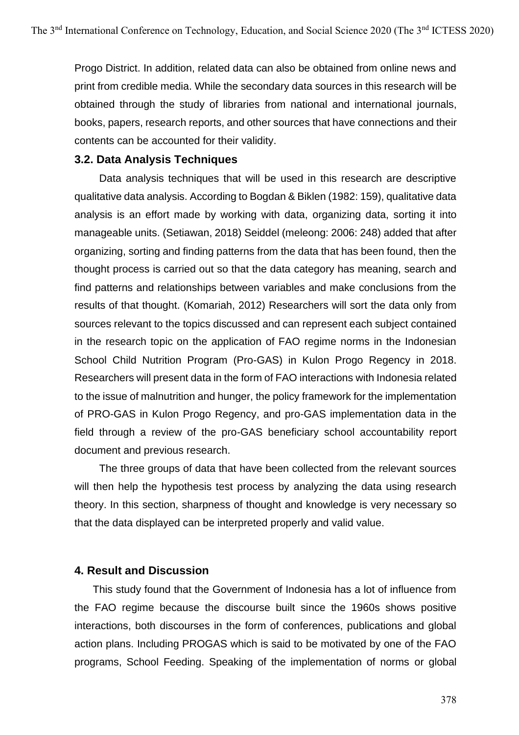Progo District. In addition, related data can also be obtained from online news and print from credible media. While the secondary data sources in this research will be obtained through the study of libraries from national and international journals, books, papers, research reports, and other sources that have connections and their contents can be accounted for their validity.

### 3.2. Data Analysis Techniques

Data analysis techniques that will be used in this research are descriptive qualitative data analysis. According to Bogdan & Biklen (1982: 159), qualitative data analysis is an effort made by working with data, organizing data, sorting it into manageable units. (Setiawan, 2018) Seiddel (meleong: 2006: 248) added that after organizing, sorting and finding patterns from the data that has been found, then the thought process is carried out so that the data category has meaning, search and find patterns and relationships between variables and make conclusions from the results of that thought. (Komariah, 2012) Researchers will sort the data only from sources relevant to the topics discussed and can represent each subject contained in the research topic on the application of FAO regime norms in the Indonesian School Child Nutrition Program (Pro-GAS) in Kulon Progo Regency in 2018. Researchers will present data in the form of FAO interactions with Indonesia related to the issue of malnutrition and hunger, the policy framework for the implementation of PRO-GAS in Kulon Progo Regency, and pro-GAS implementation data in the field through a review of the pro-GAS beneficiary school accountability report document and previous research.

The three groups of data that have been collected from the relevant sources will then help the hypothesis test process by analyzing the data using research theory. In this section, sharpness of thought and knowledge is very necessary so that the data displayed can be interpreted properly and valid value.

## 4. Result and Discussion

This study found that the Government of Indonesia has a lot of influence from the FAO regime because the discourse built since the 1960s shows positive interactions, both discourses in the form of conferences, publications and global action plans. Including PROGAS which is said to be motivated by one of the FAO programs, School Feeding. Speaking of the implementation of norms or global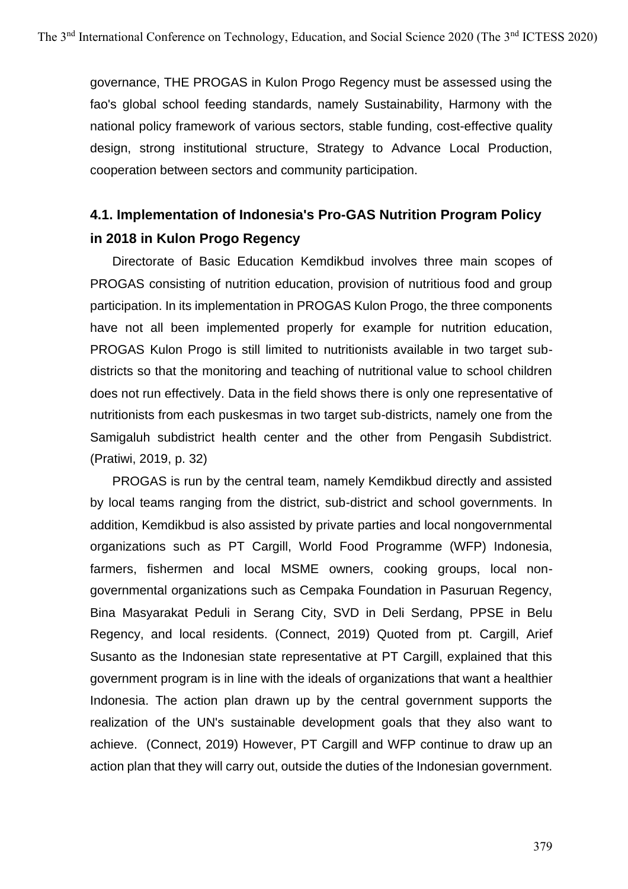governance, THE PROGAS in Kulon Progo Regency must be assessed using the fao's global school feeding standards, namely Sustainability, Harmony with the national policy framework of various sectors, stable funding, cost-effective quality design, strong institutional structure, Strategy to Advance Local Production, cooperation between sectors and community participation.

### 4.1. Implementation of Indonesia's Pro-GAS Nutrition Program Policy in 2018 in Kulon Progo Regency

Directorate of Basic Education Kemdikbud involves three main scopes of PROGAS consisting of nutrition education, provision of nutritious food and group participation. In its implementation in PROGAS Kulon Progo, the three components have not all been implemented properly for example for nutrition education, PROGAS Kulon Progo is still limited to nutritionists available in two target sub-districts so that the monitoring and teaching of nutritional value to school children does not run effectively. Data in the field shows there is only one representative of nutritionists from each puskesmas in two target sub-districts, namely one from the Samigaluh subdistrict health center and the other from Pengasih Subdistrict. (Pratiwi, 2019, p. 32)

PROGAS is run by the central team, namely Kemdikbud directly and assisted by local teams ranging from the district, sub-district and school governments. In addition, Kemdikbud is also assisted by private parties and local nongovernmental organizations such as PT Cargill, World Food Programme (WFP) Indonesia, farmers, fishermen and local MSME owners, cooking groups, local non-governmental organizations such as Cempaka Foundation in Pasuruan Regency, Bina Masyarakat Peduli in Serang City, SVD in Deli Serdang, PPSE in Belu Regency, and local residents. (Connect, 2019) Quoted from pt. Cargill, Arief Susanto as the Indonesian state representative at PT Cargill, explained that this government program is in line with the ideals of organizations that want a healthier Indonesia. The action plan drawn up by the central government supports the realization of the UN's sustainable development goals that they also want to achieve. (Connect, 2019) However, PT Cargill and WFP continue to draw up an action plan that they will carry out, outside the duties of the Indonesian government.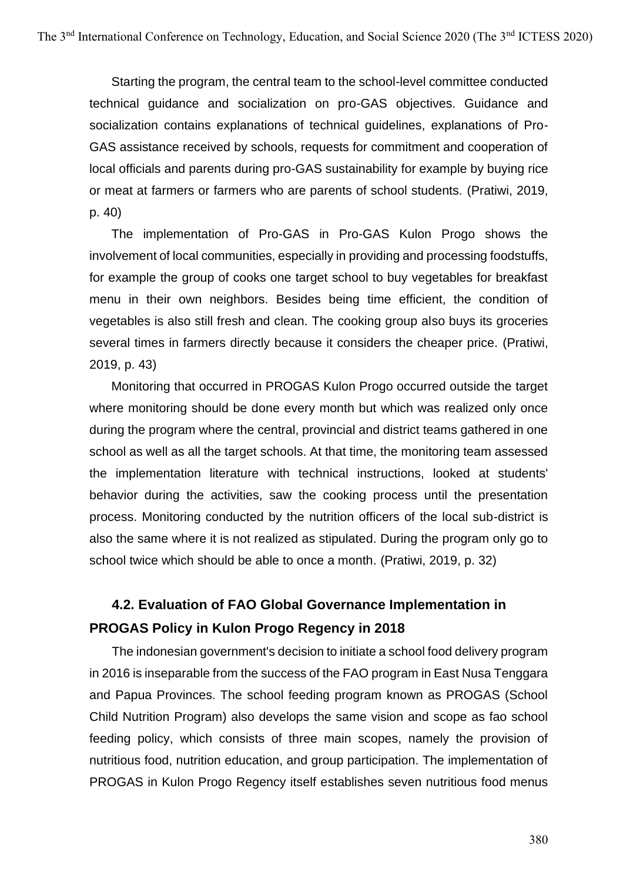Starting the program, the central team to the school-level committee conducted technical guidance and socialization on pro-GAS objectives. Guidance and socialization contains explanations of technical guidelines, explanations of Pro-GAS assistance received by schools, requests for commitment and cooperation of local officials and parents during pro-GAS sustainability for example by buying rice or meat at farmers or farmers who are parents of school students. (Pratiwi, 2019, p. 40)

The implementation of Pro-GAS in Pro-GAS Kulon Progo shows the involvement of local communities, especially in providing and processing foodstuffs, for example the group of cooks one target school to buy vegetables for breakfast menu in their own neighbors. Besides being time efficient, the condition of vegetables is also still fresh and clean. The cooking group also buys its groceries several times in farmers directly because it considers the cheaper price. (Pratiwi, 2019, p. 43)

Monitoring that occurred in PROGAS Kulon Progo occurred outside the target where monitoring should be done every month but which was realized only once during the program where the central, provincial and district teams gathered in one school as well as all the target schools. At that time, the monitoring team assessed the implementation literature with technical instructions, looked at students' behavior during the activities, saw the cooking process until the presentation process. Monitoring conducted by the nutrition officers of the local sub-district is also the same where it is not realized as stipulated. During the program only go to school twice which should be able to once a month. (Pratiwi, 2019, p. 32)

## 4.2. Evaluation of FAO Global Governance Implementation in PROGAS Policy in Kulon Progo Regency in 2018

The indonesian government's decision to initiate a school food delivery program in 2016 is inseparable from the success of the FAO program in East Nusa Tenggara and Papua Provinces. The school feeding program known as PROGAS (School Child Nutrition Program) also develops the same vision and scope as fao school feeding policy, which consists of three main scopes, namely the provision of nutritious food, nutrition education, and group participation. The implementation of PROGAS in Kulon Progo Regency itself establishes seven nutritious food menus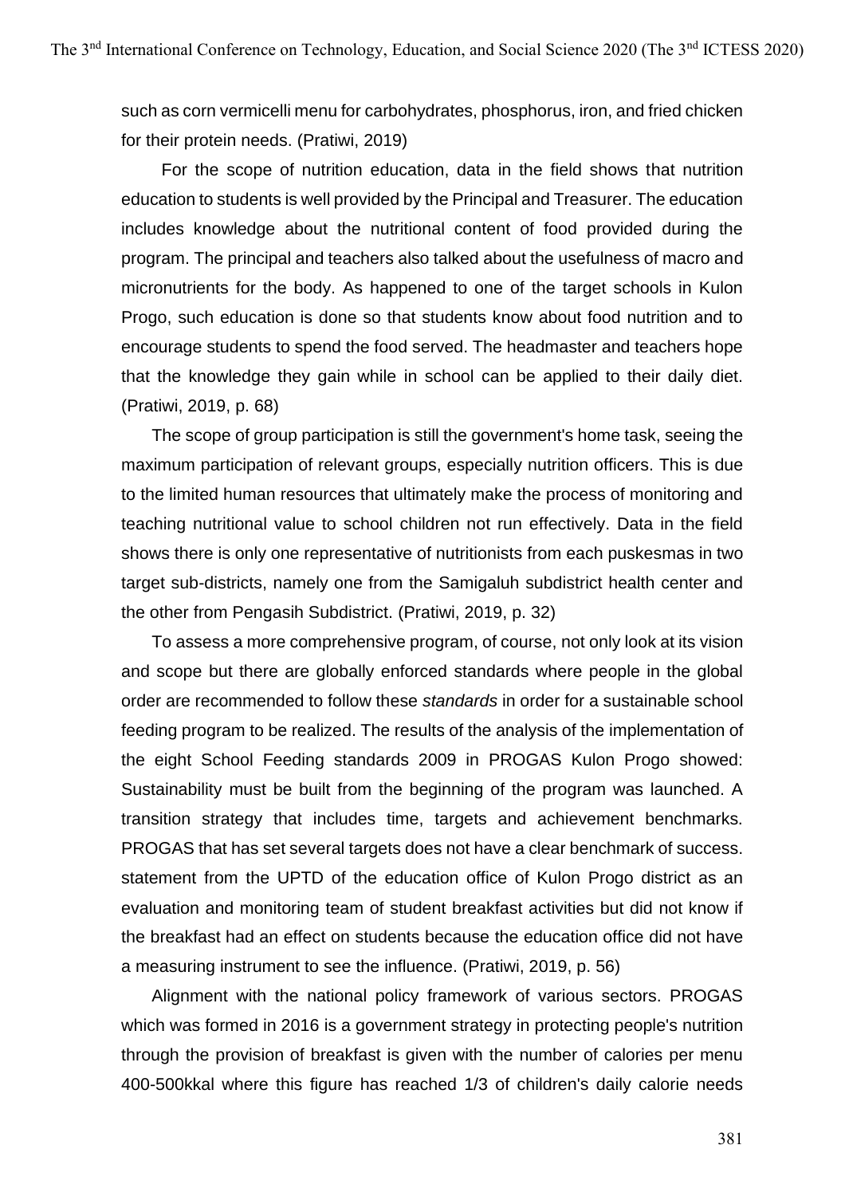such as corn vermicelli menu for carbohydrates, phosphorus, iron, and fried chicken for their protein needs. (Pratiwi, 2019)

For the scope of nutrition education, data in the field shows that nutrition education to students is well provided by the Principal and Treasurer. The education includes knowledge about the nutritional content of food provided during the program. The principal and teachers also talked about the usefulness of macro and micronutrients for the body. As happened to one of the target schools in Kulon Progo, such education is done so that students know about food nutrition and to encourage students to spend the food served. The headmaster and teachers hope that the knowledge they gain while in school can be applied to their daily diet. (Pratiwi, 2019, p. 68)

The scope of group participation is still the government's home task, seeing the maximum participation of relevant groups, especially nutrition officers. This is due to the limited human resources that ultimately make the process of monitoring and teaching nutritional value to school children not run effectively. Data in the field shows there is only one representative of nutritionists from each puskesmas in two target sub-districts, namely one from the Samigaluh subdistrict health center and the other from Pengasih Subdistrict. (Pratiwi, 2019, p. 32)

To assess a more comprehensive program, of course, not only look at its vision and scope but there are globally enforced standards where people in the global order are recommended to follow these *standards* in order for a sustainable school feeding program to be realized. The results of the analysis of the implementation of the eight School Feeding standards 2009 in PROGAS Kulon Progo showed: Sustainability must be built from the beginning of the program was launched. A transition strategy that includes time, targets and achievement benchmarks. PROGAS that has set several targets does not have a clear benchmark of success. statement from the UPTD of the education office of Kulon Progo district as an evaluation and monitoring team of student breakfast activities but did not know if the breakfast had an effect on students because the education office did not have a measuring instrument to see the influence. (Pratiwi, 2019, p. 56)

Alignment with the national policy framework of various sectors. PROGAS which was formed in 2016 is a government strategy in protecting people's nutrition through the provision of breakfast is given with the number of calories per menu 400-500kkal where this figure has reached 1/3 of children's daily calorie needs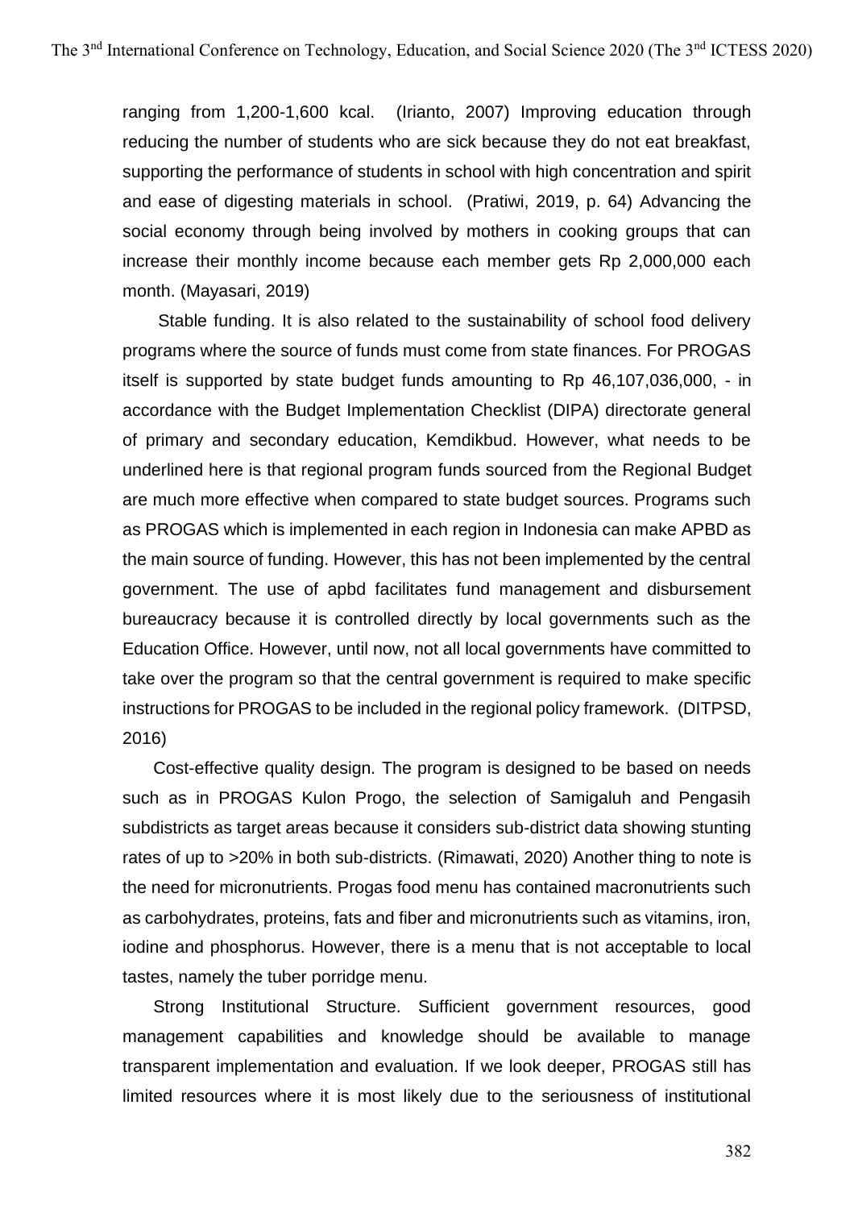ranging from 1,200-1,600 kcal. (Irianto, 2007) Improving education through reducing the number of students who are sick because they do not eat breakfast, supporting the performance of students in school with high concentration and spirit and ease of digesting materials in school. (Pratiwi, 2019, p. 64) Advancing the social economy through being involved by mothers in cooking groups that can increase their monthly income because each member gets Rp 2,000,000 each month. (Mayasari, 2019)

Stable funding. It is also related to the sustainability of school food delivery programs where the source of funds must come from state finances. For PROGAS itself is supported by state budget funds amounting to Rp 46,107,036,000, - in accordance with the Budget Implementation Checklist (DIPA) directorate general of primary and secondary education, Kemdikbud. However, what needs to be underlined here is that regional program funds sourced from the Regional Budget are much more effective when compared to state budget sources. Programs such as PROGAS which is implemented in each region in Indonesia can make APBD as the main source of funding. However, this has not been implemented by the central government. The use of apbd facilitates fund management and disbursement bureaucracy because it is controlled directly by local governments such as the Education Office. However, until now, not all local governments have committed to take over the program so that the central government is required to make specific instructions for PROGAS to be included in the regional policy framework. (DITPSD, 2016)

Cost-effective quality design. The program is designed to be based on needs such as in PROGAS Kulon Progo, the selection of Samigaluh and Pengasih subdistricts as target areas because it considers sub-district data showing stunting rates of up to >20% in both sub-districts. (Rimawati, 2020) Another thing to note is the need for micronutrients. Progas food menu has contained macronutrients such as carbohydrates, proteins, fats and fiber and micronutrients such as vitamins, iron, iodine and phosphorus. However, there is a menu that is not acceptable to local tastes, namely the tuber porridge menu.

Strong Institutional Structure. Sufficient government resources, good management capabilities and knowledge should be available to manage transparent implementation and evaluation. If we look deeper, PROGAS still has limited resources where it is most likely due to the seriousness of institutional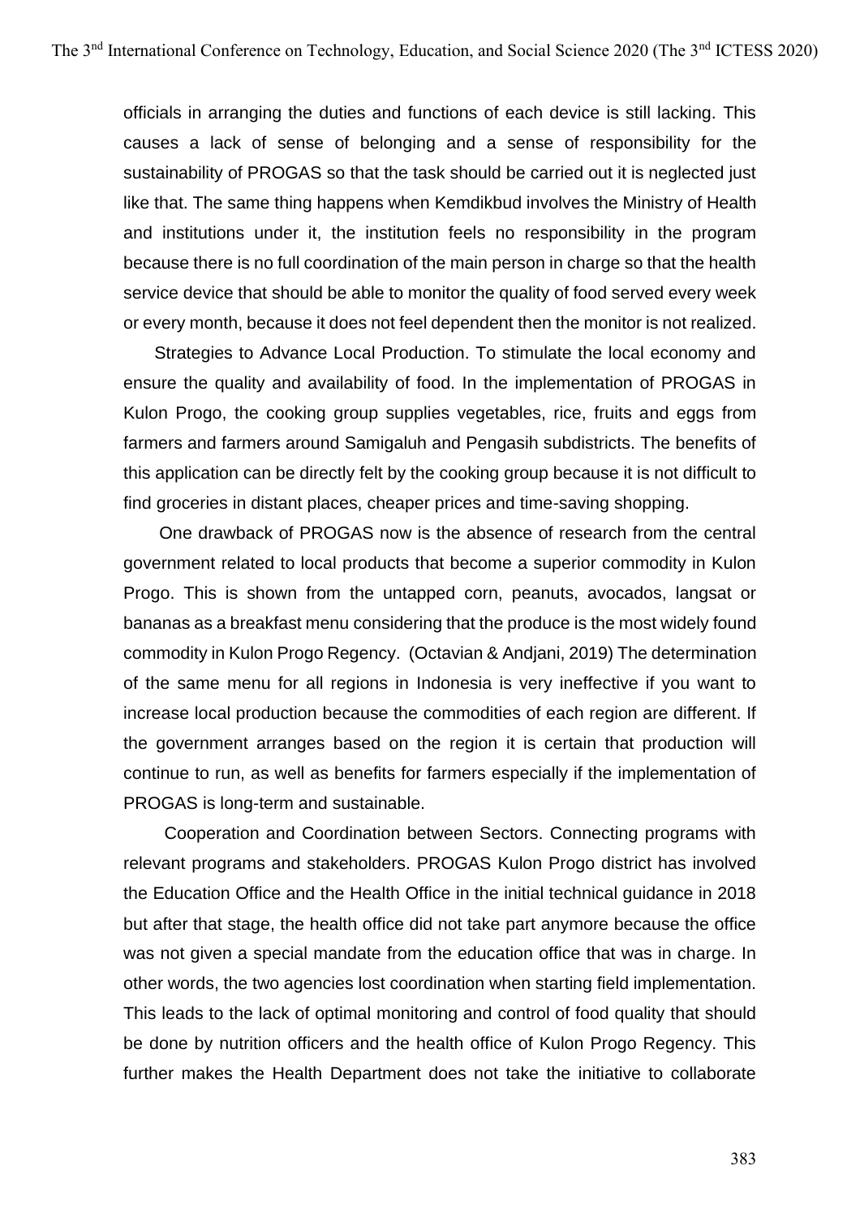officials in arranging the duties and functions of each device is still lacking. This causes a lack of sense of belonging and a sense of responsibility for the sustainability of PROGAS so that the task should be carried out it is neglected just like that. The same thing happens when Kemdikbud involves the Ministry of Health and institutions under it, the institution feels no responsibility in the program because there is no full coordination of the main person in charge so that the health service device that should be able to monitor the quality of food served every week or every month, because it does not feel dependent then the monitor is not realized.

Strategies to Advance Local Production. To stimulate the local economy and ensure the quality and availability of food. In the implementation of PROGAS in Kulon Progo, the cooking group supplies vegetables, rice, fruits and eggs from farmers and farmers around Samigaluh and Pengasih subdistricts. The benefits of this application can be directly felt by the cooking group because it is not difficult to find groceries in distant places, cheaper prices and time-saving shopping.

One drawback of PROGAS now is the absence of research from the central government related to local products that become a superior commodity in Kulon Progo. This is shown from the untapped corn, peanuts, avocados, langsat or bananas as a breakfast menu considering that the produce is the most widely found commodity in Kulon Progo Regency. (Octavian & Andjani, 2019) The determination of the same menu for all regions in Indonesia is very ineffective if you want to increase local production because the commodities of each region are different. If the government arranges based on the region it is certain that production will continue to run, as well as benefits for farmers especially if the implementation of PROGAS is long-term and sustainable.

Cooperation and Coordination between Sectors. Connecting programs with relevant programs and stakeholders. PROGAS Kulon Progo district has involved the Education Office and the Health Office in the initial technical guidance in 2018 but after that stage, the health office did not take part anymore because the office was not given a special mandate from the education office that was in charge. In other words, the two agencies lost coordination when starting field implementation. This leads to the lack of optimal monitoring and control of food quality that should be done by nutrition officers and the health office of Kulon Progo Regency. This further makes the Health Department does not take the initiative to collaborate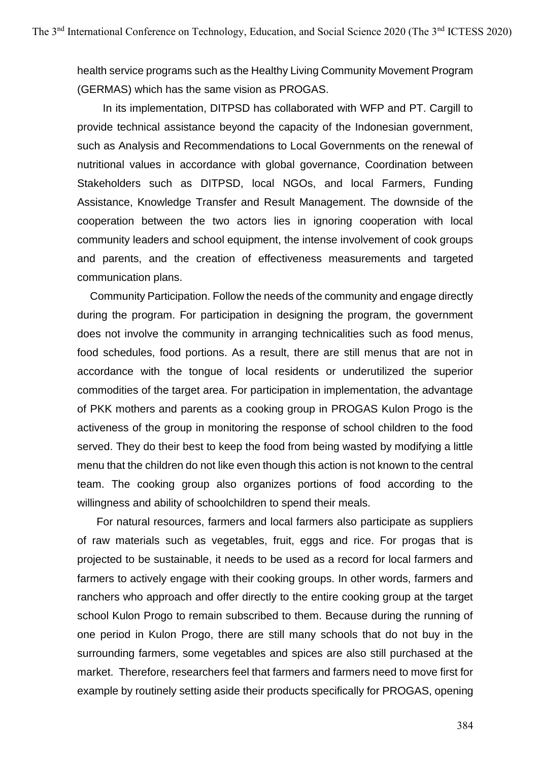health service programs such as the Healthy Living Community Movement Program (GERMAS) which has the same vision as PROGAS.

In its implementation, DITPSD has collaborated with WFP and PT. Cargill to provide technical assistance beyond the capacity of the Indonesian government, such as Analysis and Recommendations to Local Governments on the renewal of nutritional values in accordance with global governance, Coordination between Stakeholders such as DITPSD, local NGOs, and local Farmers, Funding Assistance, Knowledge Transfer and Result Management. The downside of the cooperation between the two actors lies in ignoring cooperation with local community leaders and school equipment, the intense involvement of cook groups and parents, and the creation of effectiveness measurements and targeted communication plans.

Community Participation. Follow the needs of the community and engage directly during the program. For participation in designing the program, the government does not involve the community in arranging technicalities such as food menus, food schedules, food portions. As a result, there are still menus that are not in accordance with the tongue of local residents or underutilized the superior commodities of the target area. For participation in implementation, the advantage of PKK mothers and parents as a cooking group in PROGAS Kulon Progo is the activeness of the group in monitoring the response of school children to the food served. They do their best to keep the food from being wasted by modifying a little menu that the children do not like even though this action is not known to the central team. The cooking group also organizes portions of food according to the willingness and ability of schoolchildren to spend their meals.

For natural resources, farmers and local farmers also participate as suppliers of raw materials such as vegetables, fruit, eggs and rice. For progas that is projected to be sustainable, it needs to be used as a record for local farmers and farmers to actively engage with their cooking groups. In other words, farmers and ranchers who approach and offer directly to the entire cooking group at the target school Kulon Progo to remain subscribed to them. Because during the running of one period in Kulon Progo, there are still many schools that do not buy in the surrounding farmers, some vegetables and spices are also still purchased at the market. Therefore, researchers feel that farmers and farmers need to move first for example by routinely setting aside their products specifically for PROGAS, opening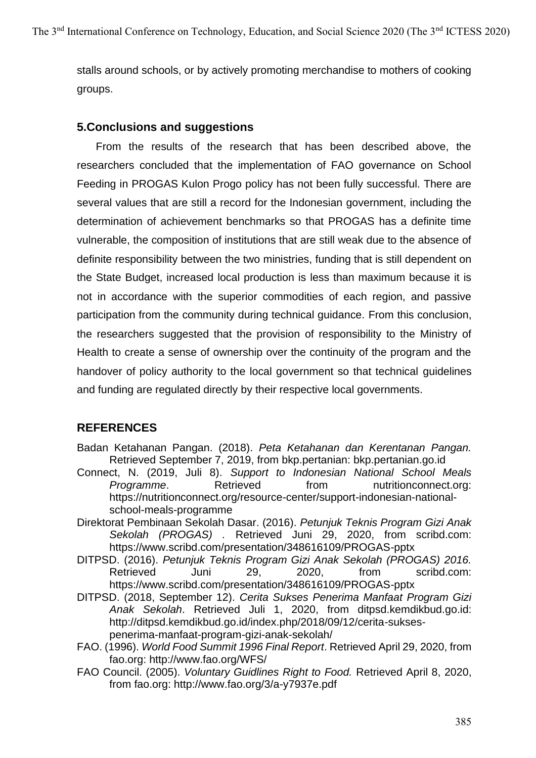stalls around schools, or by actively promoting merchandise to mothers of cooking groups.

## 5.Conclusions and suggestions

From the results of the research that has been described above, the researchers concluded that the implementation of FAO governance on School Feeding in PROGAS Kulon Progo policy has not been fully successful. There are several values that are still a record for the Indonesian government, including the determination of achievement benchmarks so that PROGAS has a definite time vulnerable, the composition of institutions that are still weak due to the absence of definite responsibility between the two ministries, funding that is still dependent on the State Budget, increased local production is less than maximum because it is not in accordance with the superior commodities of each region, and passive participation from the community during technical guidance. From this conclusion, the researchers suggested that the provision of responsibility to the Ministry of Health to create a sense of ownership over the continuity of the program and the handover of policy authority to the local government so that technical guidelines and funding are regulated directly by their respective local governments.

## REFERENCES

Badan Ketahanan Pangan. (2018). *Peta Ketahanan dan Kerentanan Pangan.* Retrieved September 7, 2019, from bkp.pertanian: bkp.pertanian.go.id

Connect, N. (2019, Juli 8). *Support to Indonesian National School Meals Programme*. Retrieved from nutritionconnect.org: https://nutritionconnect.org/resource-center/support-indonesian-national-school-meals-programme

Direktorat Pembinaan Sekolah Dasar. (2016). *Petunjuk Teknis Program Gizi Anak Sekolah (PROGAS) .* Retrieved Juni 29, 2020, from scribd.com: https://www.scribd.com/presentation/348616109/PROGAS-pptx

DITPSD. (2016). *Petunjuk Teknis Program Gizi Anak Sekolah (PROGAS) 2016.* Retrieved Juni 29, 2020, from scribd.com: https://www.scribd.com/presentation/348616109/PROGAS-pptx

DITPSD. (2018, September 12). *Cerita Sukses Penerima Manfaat Program Gizi Anak Sekolah*. Retrieved Juli 1, 2020, from ditpsd.kemdikbud.go.id: http://ditpsd.kemdikbud.go.id/index.php/2018/09/12/cerita-sukses-penerima-manfaat-program-gizi-anak-sekolah/

FAO. (1996). *World Food Summit 1996 Final Report*. Retrieved April 29, 2020, from fao.org: http://www.fao.org/WFS/

FAO Council. (2005). *Voluntary Guidlines Right to Food.* Retrieved April 8, 2020, from fao.org: http://www.fao.org/3/a-y7937e.pdf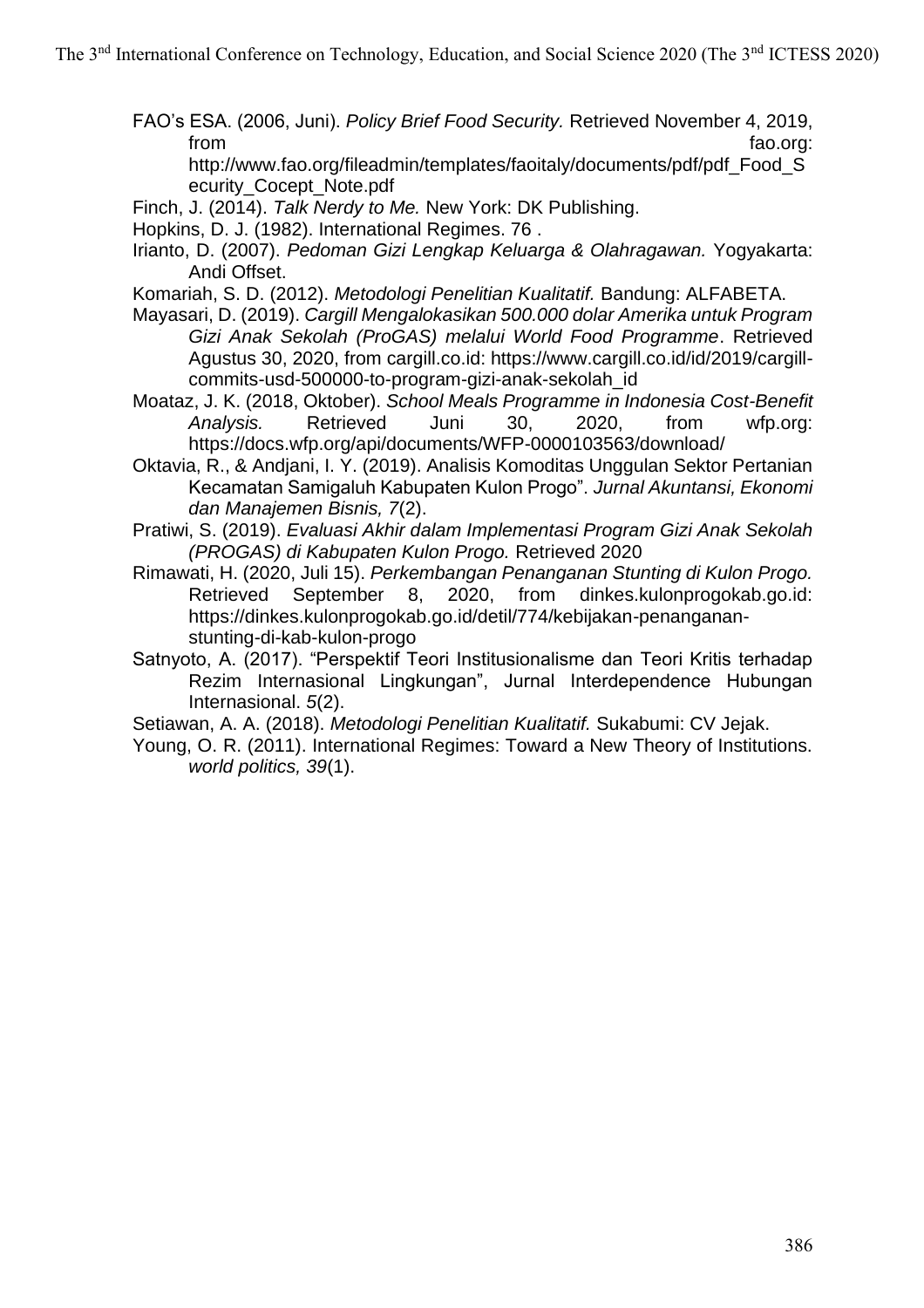FAO's ESA. (2006, Juni). *Policy Brief Food Security.* Retrieved November 4, 2019, from fao.org: http://www.fao.org/fileadmin/templates/faoitaly/documents/pdf/pdf_Food_Security_Cocept_Note.pdf

Finch, J. (2014). *Talk Nerdy to Me.* New York: DK Publishing.

Hopkins, D. J. (1982). International Regimes. 76 .

Irianto, D. (2007). *Pedoman Gizi Lengkap Keluarga & Olahragawan.* Yogyakarta: Andi Offset.

Komariah, S. D. (2012). *Metodologi Penelitian Kualitatif.* Bandung: ALFABETA.

Mayasari, D. (2019). *Cargill Mengalokasikan 500.000 dolar Amerika untuk Program Gizi Anak Sekolah (ProGAS) melalui World Food Programme*. Retrieved Agustus 30, 2020, from cargill.co.id: https://www.cargill.co.id/id/2019/cargill-commits-usd-500000-to-program-gizi-anak-sekolah_id

Moataz, J. K. (2018, Oktober). *School Meals Programme in Indonesia Cost-Benefit Analysis.* Retrieved Juni 30, 2020, from wfp.org: https://docs.wfp.org/api/documents/WFP-0000103563/download/

Oktavia, R., & Andjani, I. Y. (2019). Analisis Komoditas Unggulan Sektor Pertanian Kecamatan Samigaluh Kabupaten Kulon Progo". *Jurnal Akuntansi, Ekonomi dan Manajemen Bisnis, 7*(2).

Pratiwi, S. (2019). *Evaluasi Akhir dalam Implementasi Program Gizi Anak Sekolah (PROGAS) di Kabupaten Kulon Progo.* Retrieved 2020

Rimawati, H. (2020, Juli 15). *Perkembangan Penanganan Stunting di Kulon Progo.* Retrieved September 8, 2020, from dinkes.kulonprogokab.go.id: https://dinkes.kulonprogokab.go.id/detil/774/kebijakan-penanganan-stunting-di-kab-kulon-progo

Satnyoto, A. (2017). "Perspektif Teori Institusionalisme dan Teori Kritis terhadap Rezim Internasional Lingkungan", Jurnal Interdependence Hubungan Internasional. *5*(2).

Setiawan, A. A. (2018). *Metodologi Penelitian Kualitatif.* Sukabumi: CV Jejak.

Young, O. R. (2011). International Regimes: Toward a New Theory of Institutions. *world politics, 39*(1).